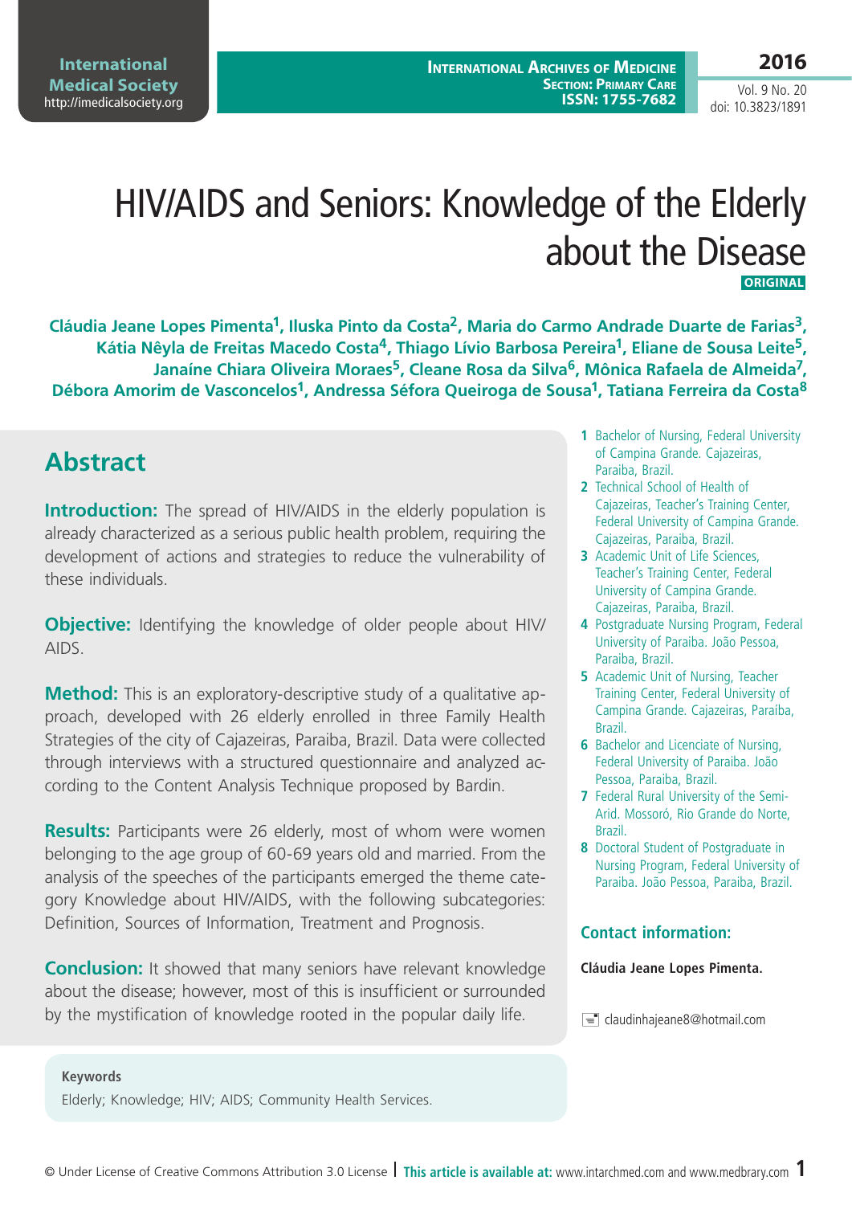# HIV/AIDS and Seniors: Knowledge of the Elderly about the Disease

ORIGINAL

**Cláudia Jeane Lopes Pimenta[1], Iluska Pinto da Costa[2], Maria do Carmo Andrade Duarte de Farias[3], Kátia Nêyla de Freitas Macedo Costa[4], Thiago Lívio Barbosa Pereira[1], Eliane de Sousa Leite[5], Janaíne Chiara Oliveira Moraes[5], Cleane Rosa da Silva[6], Mônica Rafaela de Almeida[7], Débora Amorim de Vasconcelos[1], Andressa Séfora Queiroga de Sousa[1], Tatiana Ferreira da Costa[8]**

1 Bachelor of Nursing, Federal University of Campina Grande. Cajazeiras, Paraiba, Brazil.

2 Technical School of Health of Cajazeiras, Teacher's Training Center, Federal University of Campina Grande. Cajazeiras, Paraiba, Brazil.

3 Academic Unit of Life Sciences, Teacher's Training Center, Federal University of Campina Grande. Cajazeiras, Paraiba, Brazil.

4 Postgraduate Nursing Program, Federal University of Paraiba. João Pessoa, Paraiba, Brazil.

5 Academic Unit of Nursing, Teacher Training Center, Federal University of Campina Grande. Cajazeiras, Paraíba, Brazil.

6 Bachelor and Licenciate of Nursing, Federal University of Paraiba. João Pessoa, Paraiba, Brazil.

7 Federal Rural University of the Semi-Arid. Mossoró, Rio Grande do Norte, Brazil.

8 Doctoral Student of Postgraduate in Nursing Program, Federal University of Paraiba. João Pessoa, Paraiba, Brazil.

### Contact information:

**Cláudia Jeane Lopes Pimenta.**

claudinhajeane8@hotmail.com

## Abstract

**Introduction:** The spread of HIV/AIDS in the elderly population is already characterized as a serious public health problem, requiring the development of actions and strategies to reduce the vulnerability of these individuals.

**Objective:** Identifying the knowledge of older people about HIV/AIDS.

**Method:** This is an exploratory-descriptive study of a qualitative approach, developed with 26 elderly enrolled in three Family Health Strategies of the city of Cajazeiras, Paraiba, Brazil. Data were collected through interviews with a structured questionnaire and analyzed according to the Content Analysis Technique proposed by Bardin.

**Results:** Participants were 26 elderly, most of whom were women belonging to the age group of 60-69 years old and married. From the analysis of the speeches of the participants emerged the theme category Knowledge about HIV/AIDS, with the following subcategories: Definition, Sources of Information, Treatment and Prognosis.

**Conclusion:** It showed that many seniors have relevant knowledge about the disease; however, most of this is insufficient or surrounded by the mystification of knowledge rooted in the popular daily life.

**Keywords**

Elderly; Knowledge; HIV; AIDS; Community Health Services.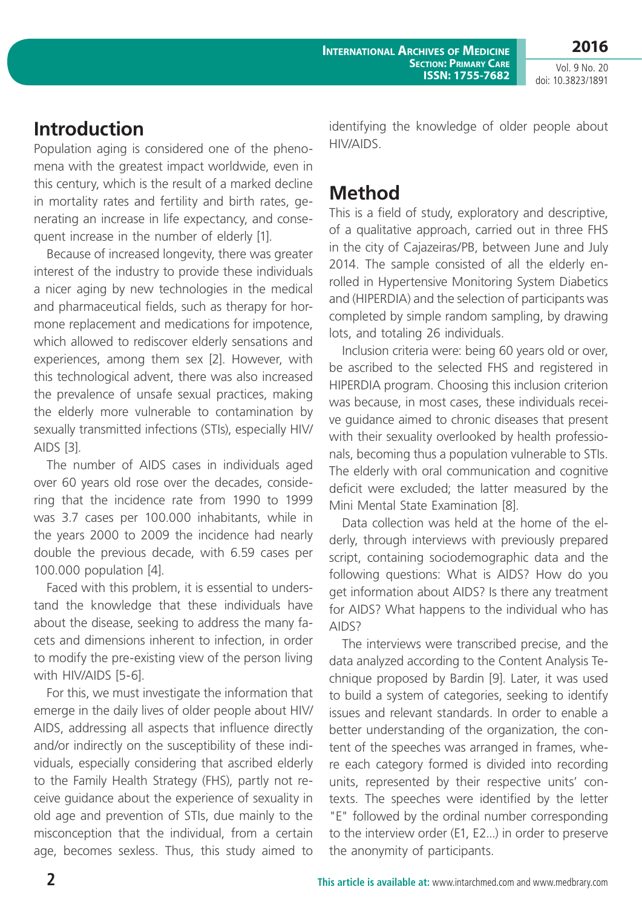## Introduction

Population aging is considered one of the phenomena with the greatest impact worldwide, even in this century, which is the result of a marked decline in mortality rates and fertility and birth rates, generating an increase in life expectancy, and consequent increase in the number of elderly [1].

Because of increased longevity, there was greater interest of the industry to provide these individuals a nicer aging by new technologies in the medical and pharmaceutical fields, such as therapy for hormone replacement and medications for impotence, which allowed to rediscover elderly sensations and experiences, among them sex [2]. However, with this technological advent, there was also increased the prevalence of unsafe sexual practices, making the elderly more vulnerable to contamination by sexually transmitted infections (STIs), especially HIV/AIDS [3].

The number of AIDS cases in individuals aged over 60 years old rose over the decades, considering that the incidence rate from 1990 to 1999 was 3.7 cases per 100.000 inhabitants, while in the years 2000 to 2009 the incidence had nearly double the previous decade, with 6.59 cases per 100.000 population [4].

Faced with this problem, it is essential to understand the knowledge that these individuals have about the disease, seeking to address the many facets and dimensions inherent to infection, in order to modify the pre-existing view of the person living with HIV/AIDS [5-6].

For this, we must investigate the information that emerge in the daily lives of older people about HIV/AIDS, addressing all aspects that influence directly and/or indirectly on the susceptibility of these individuals, especially considering that ascribed elderly to the Family Health Strategy (FHS), partly not receive guidance about the experience of sexuality in old age and prevention of STIs, due mainly to the misconception that the individual, from a certain age, becomes sexless. Thus, this study aimed to identifying the knowledge of older people about HIV/AIDS.

## Method

This is a field of study, exploratory and descriptive, of a qualitative approach, carried out in three FHS in the city of Cajazeiras/PB, between June and July 2014. The sample consisted of all the elderly enrolled in Hypertensive Monitoring System Diabetics and (HIPERDIA) and the selection of participants was completed by simple random sampling, by drawing lots, and totaling 26 individuals.

Inclusion criteria were: being 60 years old or over, be ascribed to the selected FHS and registered in HIPERDIA program. Choosing this inclusion criterion was because, in most cases, these individuals receive guidance aimed to chronic diseases that present with their sexuality overlooked by health professionals, becoming thus a population vulnerable to STIs. The elderly with oral communication and cognitive deficit were excluded; the latter measured by the Mini Mental State Examination [8].

Data collection was held at the home of the elderly, through interviews with previously prepared script, containing sociodemographic data and the following questions: What is AIDS? How do you get information about AIDS? Is there any treatment for AIDS? What happens to the individual who has AIDS?

The interviews were transcribed precise, and the data analyzed according to the Content Analysis Technique proposed by Bardin [9]. Later, it was used to build a system of categories, seeking to identify issues and relevant standards. In order to enable a better understanding of the organization, the content of the speeches was arranged in frames, where each category formed is divided into recording units, represented by their respective units' contexts. The speeches were identified by the letter "E" followed by the ordinal number corresponding to the interview order (E1, E2...) in order to preserve the anonymity of participants.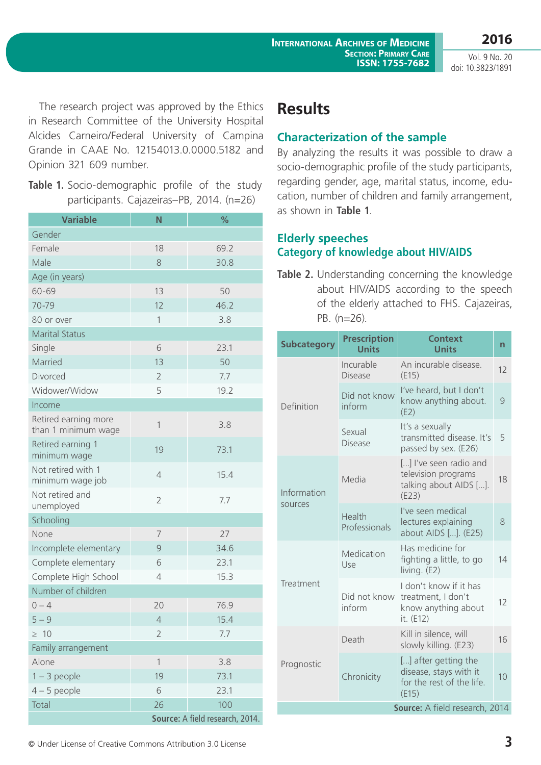The research project was approved by the Ethics in Research Committee of the University Hospital Alcides Carneiro/Federal University of Campina Grande in CAAE No. 12154013.0.0000.5182 and Opinion 321 609 number.

**Table 1.** Socio-demographic profile of the study participants. Cajazeiras–PB, 2014. (n=26)

| Variable | N | % |
|---|---|---|
| Gender | | |
| Female | 18 | 69.2 |
| Male | 8 | 30.8 |
| Age (in years) | | |
| 60-69 | 13 | 50 |
| 70-79 | 12 | 46.2 |
| 80 or over | 1 | 3.8 |
| Marital Status | | |
| Single | 6 | 23.1 |
| Married | 13 | 50 |
| Divorced | 2 | 7.7 |
| Widower/Widow | 5 | 19.2 |
| Income | | |
| Retired earning more than 1 minimum wage | 1 | 3.8 |
| Retired earning 1 minimum wage | 19 | 73.1 |
| Not retired with 1 minimum wage job | 4 | 15.4 |
| Not retired and unemployed | 2 | 7.7 |
| Schooling | | |
| None | 7 | 27 |
| Incomplete elementary | 9 | 34.6 |
| Complete elementary | 6 | 23.1 |
| Complete High School | 4 | 15.3 |
| Number of children | | |
| 0 – 4 | 20 | 76.9 |
| 5 – 9 | 4 | 15.4 |
| ≥ 10 | 2 | 7.7 |
| Family arrangement | | |
| Alone | 1 | 3.8 |
| 1 – 3 people | 19 | 73.1 |
| 4 – 5 people | 6 | 23.1 |
| Total | 26 | 100 |

**Source:** A field research, 2014.

# Results

## Characterization of the sample

By analyzing the results it was possible to draw a socio-demographic profile of the study participants, regarding gender, age, marital status, income, education, number of children and family arrangement, as shown in **Table 1**.

## Elderly speeches

### Category of knowledge about HIV/AIDS

**Table 2.** Understanding concerning the knowledge about HIV/AIDS according to the speech of the elderly attached to FHS. Cajazeiras, PB. (n=26).

| Subcategory | Prescription Units | Context Units | n |
|---|---|---|---|
| Definition | Incurable Disease | An incurable disease. (E15) | 12 |
| | Did not know inform | I've heard, but I don't know anything about. (E2) | 9 |
| | Sexual Disease | It's a sexually transmitted disease. It's passed by sex. (E26) | 5 |
| Information sources | Media | [...] I've seen radio and television programs talking about AIDS [...]. (E23) | 18 |
| | Health Professionals | I've seen medical lectures explaining about AIDS [...]. (E25) | 8 |
| Treatment | Medication Use | Has medicine for fighting a little, to go living. (E2) | 14 |
| | Did not know inform | I don't know if it has treatment, I don't know anything about it. (E12) | 12 |
| Prognostic | Death | Kill in silence, will slowly killing. (E23) | 16 |
| | Chronicity | [...] after getting the disease, stays with it for the rest of the life. (E15) | 10 |

**Source:** A field research, 2014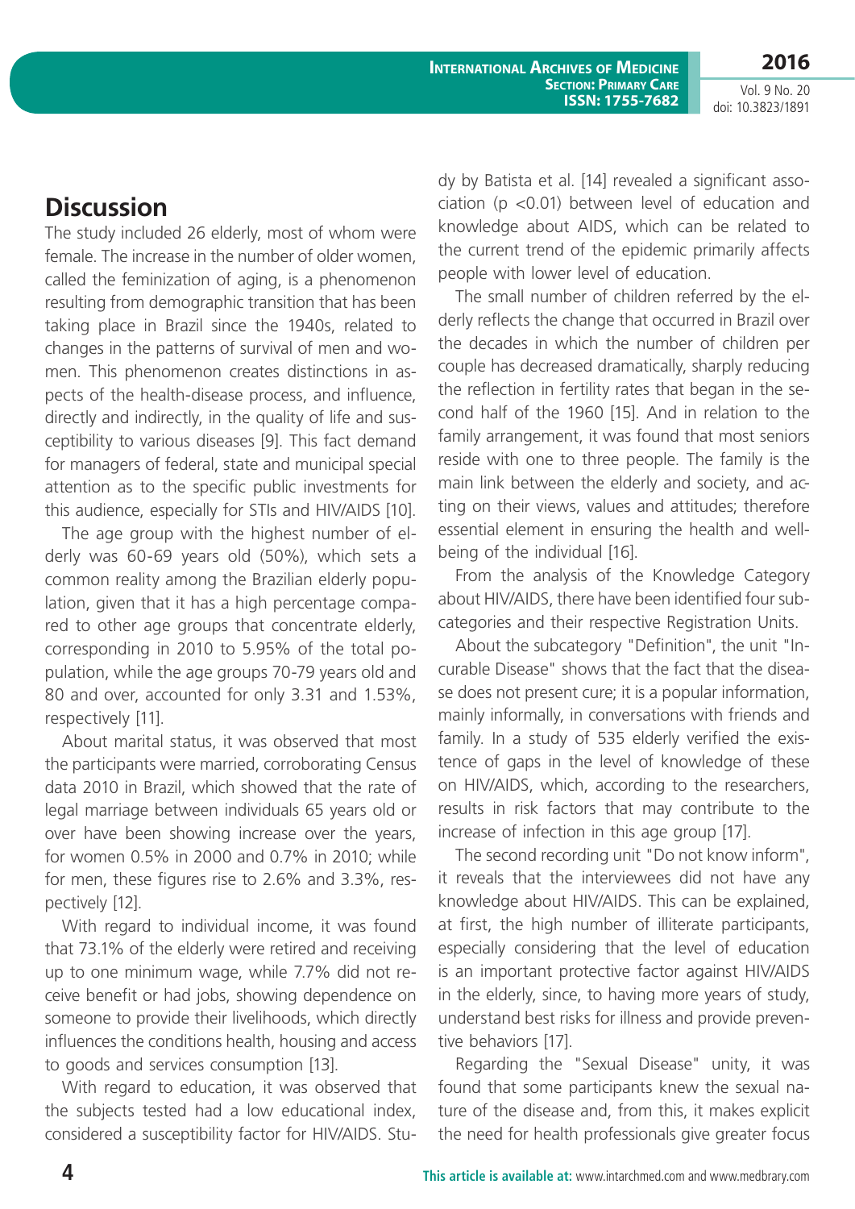## Discussion

The study included 26 elderly, most of whom were female. The increase in the number of older women, called the feminization of aging, is a phenomenon resulting from demographic transition that has been taking place in Brazil since the 1940s, related to changes in the patterns of survival of men and women. This phenomenon creates distinctions in aspects of the health-disease process, and influence, directly and indirectly, in the quality of life and susceptibility to various diseases [9]. This fact demand for managers of federal, state and municipal special attention as to the specific public investments for this audience, especially for STIs and HIV/AIDS [10].

The age group with the highest number of elderly was 60-69 years old (50%), which sets a common reality among the Brazilian elderly population, given that it has a high percentage compared to other age groups that concentrate elderly, corresponding in 2010 to 5.95% of the total population, while the age groups 70-79 years old and 80 and over, accounted for only 3.31 and 1.53%, respectively [11].

About marital status, it was observed that most the participants were married, corroborating Census data 2010 in Brazil, which showed that the rate of legal marriage between individuals 65 years old or over have been showing increase over the years, for women 0.5% in 2000 and 0.7% in 2010; while for men, these figures rise to 2.6% and 3.3%, respectively [12].

With regard to individual income, it was found that 73.1% of the elderly were retired and receiving up to one minimum wage, while 7.7% did not receive benefit or had jobs, showing dependence on someone to provide their livelihoods, which directly influences the conditions health, housing and access to goods and services consumption [13].

With regard to education, it was observed that the subjects tested had a low educational index, considered a susceptibility factor for HIV/AIDS. Study by Batista et al. [14] revealed a significant association (p <0.01) between level of education and knowledge about AIDS, which can be related to the current trend of the epidemic primarily affects people with lower level of education.

The small number of children referred by the elderly reflects the change that occurred in Brazil over the decades in which the number of children per couple has decreased dramatically, sharply reducing the reflection in fertility rates that began in the second half of the 1960 [15]. And in relation to the family arrangement, it was found that most seniors reside with one to three people. The family is the main link between the elderly and society, and acting on their views, values and attitudes; therefore essential element in ensuring the health and well-being of the individual [16].

From the analysis of the Knowledge Category about HIV/AIDS, there have been identified four subcategories and their respective Registration Units.

About the subcategory "Definition", the unit "Incurable Disease" shows that the fact that the disease does not present cure; it is a popular information, mainly informally, in conversations with friends and family. In a study of 535 elderly verified the existence of gaps in the level of knowledge of these on HIV/AIDS, which, according to the researchers, results in risk factors that may contribute to the increase of infection in this age group [17].

The second recording unit "Do not know inform", it reveals that the interviewees did not have any knowledge about HIV/AIDS. This can be explained, at first, the high number of illiterate participants, especially considering that the level of education is an important protective factor against HIV/AIDS in the elderly, since, to having more years of study, understand best risks for illness and provide preventive behaviors [17].

Regarding the "Sexual Disease" unity, it was found that some participants knew the sexual nature of the disease and, from this, it makes explicit the need for health professionals give greater focus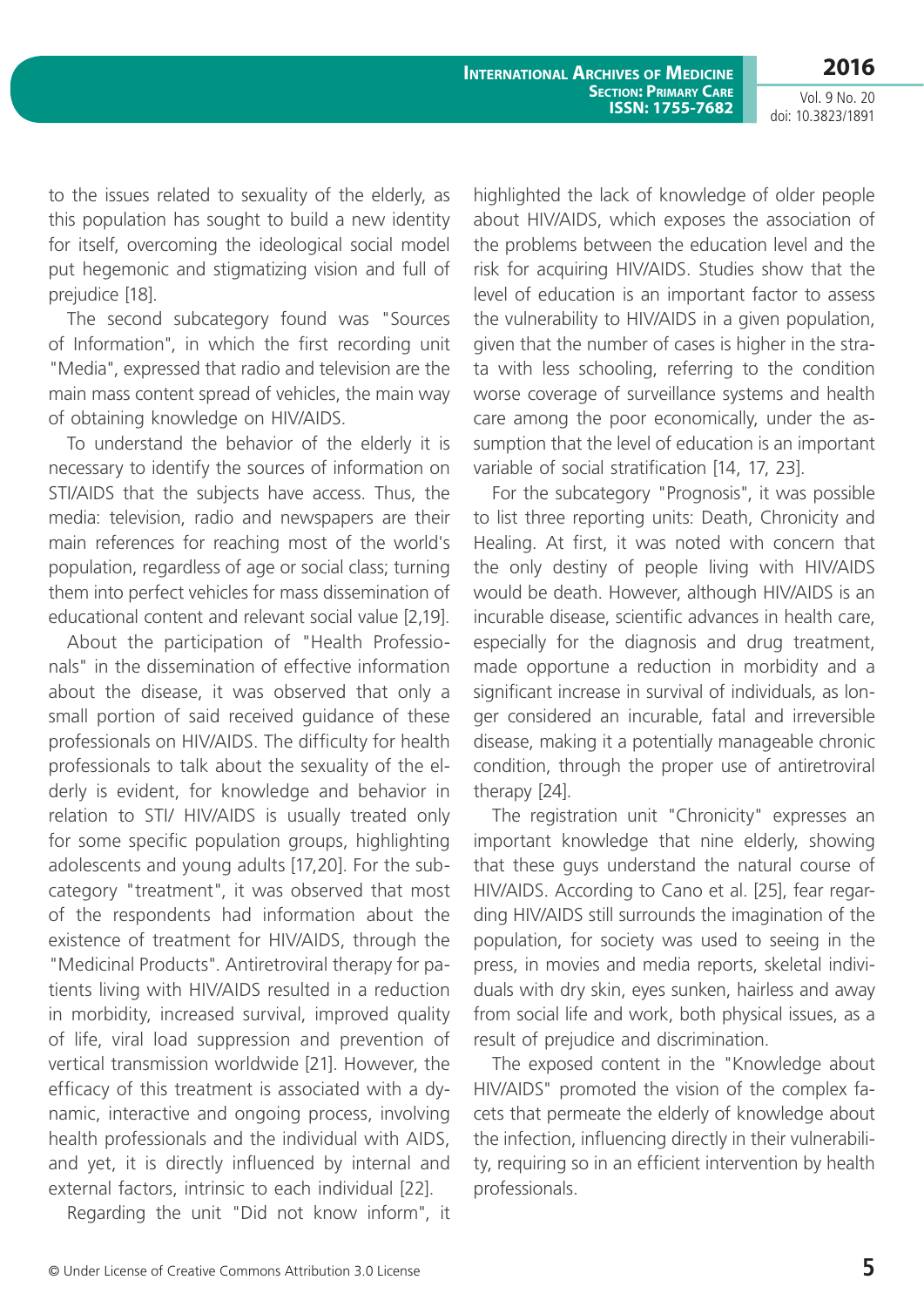to the issues related to sexuality of the elderly, as this population has sought to build a new identity for itself, overcoming the ideological social model put hegemonic and stigmatizing vision and full of prejudice [18].

The second subcategory found was "Sources of Information", in which the first recording unit "Media", expressed that radio and television are the main mass content spread of vehicles, the main way of obtaining knowledge on HIV/AIDS.

To understand the behavior of the elderly it is necessary to identify the sources of information on STI/AIDS that the subjects have access. Thus, the media: television, radio and newspapers are their main references for reaching most of the world's population, regardless of age or social class; turning them into perfect vehicles for mass dissemination of educational content and relevant social value [2,19].

About the participation of "Health Professionals" in the dissemination of effective information about the disease, it was observed that only a small portion of said received guidance of these professionals on HIV/AIDS. The difficulty for health professionals to talk about the sexuality of the elderly is evident, for knowledge and behavior in relation to STI/ HIV/AIDS is usually treated only for some specific population groups, highlighting adolescents and young adults [17,20]. For the subcategory "treatment", it was observed that most of the respondents had information about the existence of treatment for HIV/AIDS, through the "Medicinal Products". Antiretroviral therapy for patients living with HIV/AIDS resulted in a reduction in morbidity, increased survival, improved quality of life, viral load suppression and prevention of vertical transmission worldwide [21]. However, the efficacy of this treatment is associated with a dynamic, interactive and ongoing process, involving health professionals and the individual with AIDS, and yet, it is directly influenced by internal and external factors, intrinsic to each individual [22].

Regarding the unit "Did not know inform", it highlighted the lack of knowledge of older people about HIV/AIDS, which exposes the association of the problems between the education level and the risk for acquiring HIV/AIDS. Studies show that the level of education is an important factor to assess the vulnerability to HIV/AIDS in a given population, given that the number of cases is higher in the strata with less schooling, referring to the condition worse coverage of surveillance systems and health care among the poor economically, under the assumption that the level of education is an important variable of social stratification [14, 17, 23].

For the subcategory "Prognosis", it was possible to list three reporting units: Death, Chronicity and Healing. At first, it was noted with concern that the only destiny of people living with HIV/AIDS would be death. However, although HIV/AIDS is an incurable disease, scientific advances in health care, especially for the diagnosis and drug treatment, made opportune a reduction in morbidity and a significant increase in survival of individuals, as longer considered an incurable, fatal and irreversible disease, making it a potentially manageable chronic condition, through the proper use of antiretroviral therapy [24].

The registration unit "Chronicity" expresses an important knowledge that nine elderly, showing that these guys understand the natural course of HIV/AIDS. According to Cano et al. [25], fear regarding HIV/AIDS still surrounds the imagination of the population, for society was used to seeing in the press, in movies and media reports, skeletal individuals with dry skin, eyes sunken, hairless and away from social life and work, both physical issues, as a result of prejudice and discrimination.

The exposed content in the "Knowledge about HIV/AIDS" promoted the vision of the complex facets that permeate the elderly of knowledge about the infection, influencing directly in their vulnerability, requiring so in an efficient intervention by health professionals.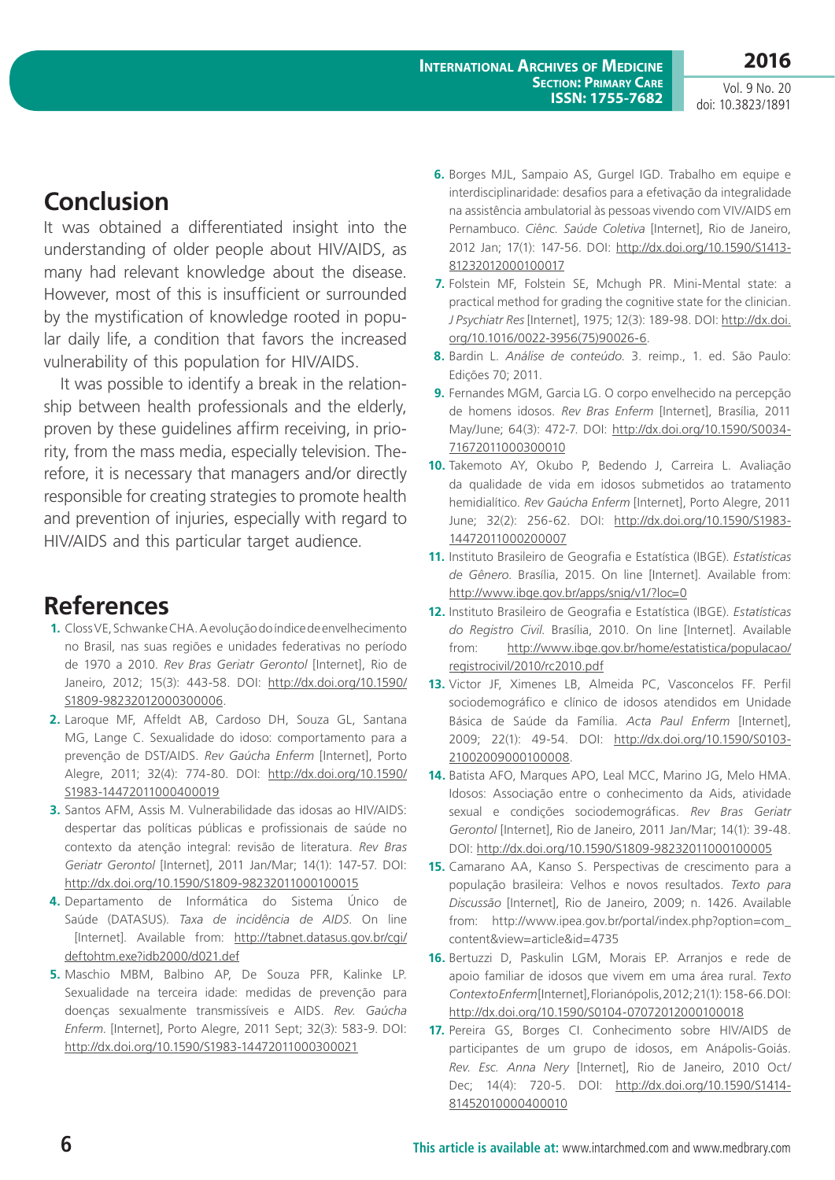## Conclusion

It was obtained a differentiated insight into the understanding of older people about HIV/AIDS, as many had relevant knowledge about the disease. However, most of this is insufficient or surrounded by the mystification of knowledge rooted in popular daily life, a condition that favors the increased vulnerability of this population for HIV/AIDS.

It was possible to identify a break in the relationship between health professionals and the elderly, proven by these guidelines affirm receiving, in priority, from the mass media, especially television. Therefore, it is necessary that managers and/or directly responsible for creating strategies to promote health and prevention of injuries, especially with regard to HIV/AIDS and this particular target audience.

## References

1. Closs VE, Schwanke CHA. A evolução do índice de envelhecimento no Brasil, nas suas regiões e unidades federativas no período de 1970 a 2010. *Rev Bras Geriatr Gerontol* [Internet], Rio de Janeiro, 2012; 15(3): 443-58. DOI: http://dx.doi.org/10.1590/S1809-98232012000300006.
2. Laroque MF, Affeldt AB, Cardoso DH, Souza GL, Santana MG, Lange C. Sexualidade do idoso: comportamento para a prevenção de DST/AIDS. *Rev Gaúcha Enferm* [Internet], Porto Alegre, 2011; 32(4): 774-80. DOI: http://dx.doi.org/10.1590/S1983-14472011000400019
3. Santos AFM, Assis M. Vulnerabilidade das idosas ao HIV/AIDS: despertar das políticas públicas e profissionais de saúde no contexto da atenção integral: revisão de literatura. *Rev Bras Geriatr Gerontol* [Internet], 2011 Jan/Mar; 14(1): 147-57. DOI: http://dx.doi.org/10.1590/S1809-98232011000100015
4. Departamento de Informática do Sistema Único de Saúde (DATASUS). *Taxa de incidência de AIDS*. On line [Internet]. Available from: http://tabnet.datasus.gov.br/cgi/deftohtm.exe?idb2000/d021.def
5. Maschio MBM, Balbino AP, De Souza PFR, Kalinke LP. Sexualidade na terceira idade: medidas de prevenção para doenças sexualmente transmissíveis e AIDS. *Rev. Gaúcha Enferm.* [Internet], Porto Alegre, 2011 Sept; 32(3): 583-9. DOI: http://dx.doi.org/10.1590/S1983-14472011000300021
6. Borges MJL, Sampaio AS, Gurgel IGD. Trabalho em equipe e interdisciplinaridade: desafios para a efetivação da integralidade na assistência ambulatorial às pessoas vivendo com VIV/AIDS em Pernambuco. *Ciênc. Saúde Coletiva* [Internet], Rio de Janeiro, 2012 Jan; 17(1): 147-56. DOI: http://dx.doi.org/10.1590/S1413-81232012000100017
7. Folstein MF, Folstein SE, Mchugh PR. Mini-Mental state: a practical method for grading the cognitive state for the clinician. *J Psychiatr Res* [Internet], 1975; 12(3): 189-98. DOI: http://dx.doi.org/10.1016/0022-3956(75)90026-6.
8. Bardin L. *Análise de conteúdo.* 3. reimp., 1. ed. São Paulo: Edições 70; 2011.
9. Fernandes MGM, Garcia LG. O corpo envelhecido na percepção de homens idosos. *Rev Bras Enferm* [Internet], Brasília, 2011 May/June; 64(3): 472-7. DOI: http://dx.doi.org/10.1590/S0034-71672011000300010
10. Takemoto AY, Okubo P, Bedendo J, Carreira L. Avaliação da qualidade de vida em idosos submetidos ao tratamento hemidialítico. *Rev Gaúcha Enferm* [Internet], Porto Alegre, 2011 June; 32(2): 256-62. DOI: http://dx.doi.org/10.1590/S1983-14472011000200007
11. Instituto Brasileiro de Geografia e Estatística (IBGE). *Estatísticas de Gênero.* Brasília, 2015. On line [Internet]. Available from: http://www.ibge.gov.br/apps/snig/v1/?loc=0
12. Instituto Brasileiro de Geografia e Estatística (IBGE). *Estatísticas do Registro Civil.* Brasília, 2010. On line [Internet]. Available from: http://www.ibge.gov.br/home/estatistica/populacao/registrocivil/2010/rc2010.pdf
13. Victor JF, Ximenes LB, Almeida PC, Vasconcelos FF. Perfil sociodemográfico e clínico de idosos atendidos em Unidade Básica de Saúde da Família. *Acta Paul Enferm* [Internet], 2009; 22(1): 49-54. DOI: http://dx.doi.org/10.1590/S0103-21002009000100008.
14. Batista AFO, Marques APO, Leal MCC, Marino JG, Melo HMA. Idosos: Associação entre o conhecimento da Aids, atividade sexual e condições sociodemográficas. *Rev Bras Geriatr Gerontol* [Internet], Rio de Janeiro, 2011 Jan/Mar; 14(1): 39-48. DOI: http://dx.doi.org/10.1590/S1809-98232011000100005
15. Camarano AA, Kanso S. Perspectivas de crescimento para a população brasileira: Velhos e novos resultados. *Texto para Discussão* [Internet], Rio de Janeiro, 2009; n. 1426. Available from: http://www.ipea.gov.br/portal/index.php?option=com_content&view=article&id=4735
16. Bertuzzi D, Paskulin LGM, Morais EP. Arranjos e rede de apoio familiar de idosos que vivem em uma área rural. *Texto Contexto Enferm* [Internet], Florianópolis, 2012; 21(1): 158-66. DOI: http://dx.doi.org/10.1590/S0104-07072012000100018
17. Pereira GS, Borges CI. Conhecimento sobre HIV/AIDS de participantes de um grupo de idosos, em Anápolis-Goiás. *Rev. Esc. Anna Nery* [Internet], Rio de Janeiro, 2010 Oct/Dec; 14(4): 720-5. DOI: http://dx.doi.org/10.1590/S1414-81452010000400010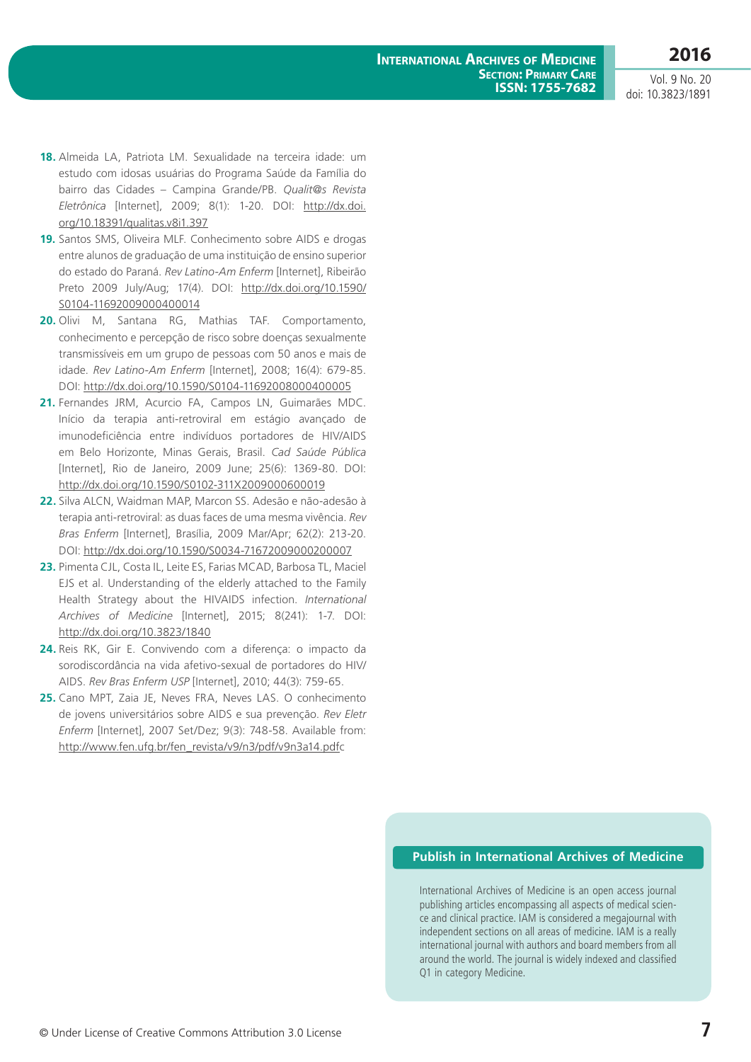18. Almeida LA, Patriota LM. Sexualidade na terceira idade: um estudo com idosas usuárias do Programa Saúde da Família do bairro das Cidades – Campina Grande/PB. *Qualit@s Revista Eletrônica* [Internet], 2009; 8(1): 1-20. DOI: http://dx.doi.org/10.18391/qualitas.v8i1.397
19. Santos SMS, Oliveira MLF. Conhecimento sobre AIDS e drogas entre alunos de graduação de uma instituição de ensino superior do estado do Paraná. *Rev Latino-Am Enferm* [Internet], Ribeirão Preto 2009 July/Aug; 17(4). DOI: http://dx.doi.org/10.1590/S0104-11692009000400014
20. Olivi M, Santana RG, Mathias TAF. Comportamento, conhecimento e percepção de risco sobre doenças sexualmente transmissíveis em um grupo de pessoas com 50 anos e mais de idade. *Rev Latino-Am Enferm* [Internet], 2008; 16(4): 679-85. DOI: http://dx.doi.org/10.1590/S0104-11692008000400005
21. Fernandes JRM, Acurcio FA, Campos LN, Guimarães MDC. Início da terapia anti-retroviral em estágio avançado de imunodeficiência entre indivíduos portadores de HIV/AIDS em Belo Horizonte, Minas Gerais, Brasil. *Cad Saúde Pública* [Internet], Rio de Janeiro, 2009 June; 25(6): 1369-80. DOI: http://dx.doi.org/10.1590/S0102-311X2009000600019
22. Silva ALCN, Waidman MAP, Marcon SS. Adesão e não-adesão à terapia anti-retroviral: as duas faces de uma mesma vivência. *Rev Bras Enferm* [Internet], Brasília, 2009 Mar/Apr; 62(2): 213-20. DOI: http://dx.doi.org/10.1590/S0034-71672009000200007
23. Pimenta CJL, Costa IL, Leite ES, Farias MCAD, Barbosa TL, Maciel EJS et al. Understanding of the elderly attached to the Family Health Strategy about the HIVAIDS infection. *International Archives of Medicine* [Internet], 2015; 8(241): 1-7. DOI: http://dx.doi.org/10.3823/1840
24. Reis RK, Gir E. Convivendo com a diferença: o impacto da sorodiscordância na vida afetivo-sexual de portadores do HIV/AIDS. *Rev Bras Enferm USP* [Internet], 2010; 44(3): 759-65.
25. Cano MPT, Zaia JE, Neves FRA, Neves LAS. O conhecimento de jovens universitários sobre AIDS e sua prevenção. *Rev Eletr Enferm* [Internet], 2007 Set/Dez; 9(3): 748-58. Available from: http://www.fen.ufg.br/fen_revista/v9/n3/pdf/v9n3a14.pdfc

**Publish in International Archives of Medicine**

International Archives of Medicine is an open access journal publishing articles encompassing all aspects of medical science and clinical practice. IAM is considered a megajournal with independent sections on all areas of medicine. IAM is a really international journal with authors and board members from all around the world. The journal is widely indexed and classified Q1 in category Medicine.